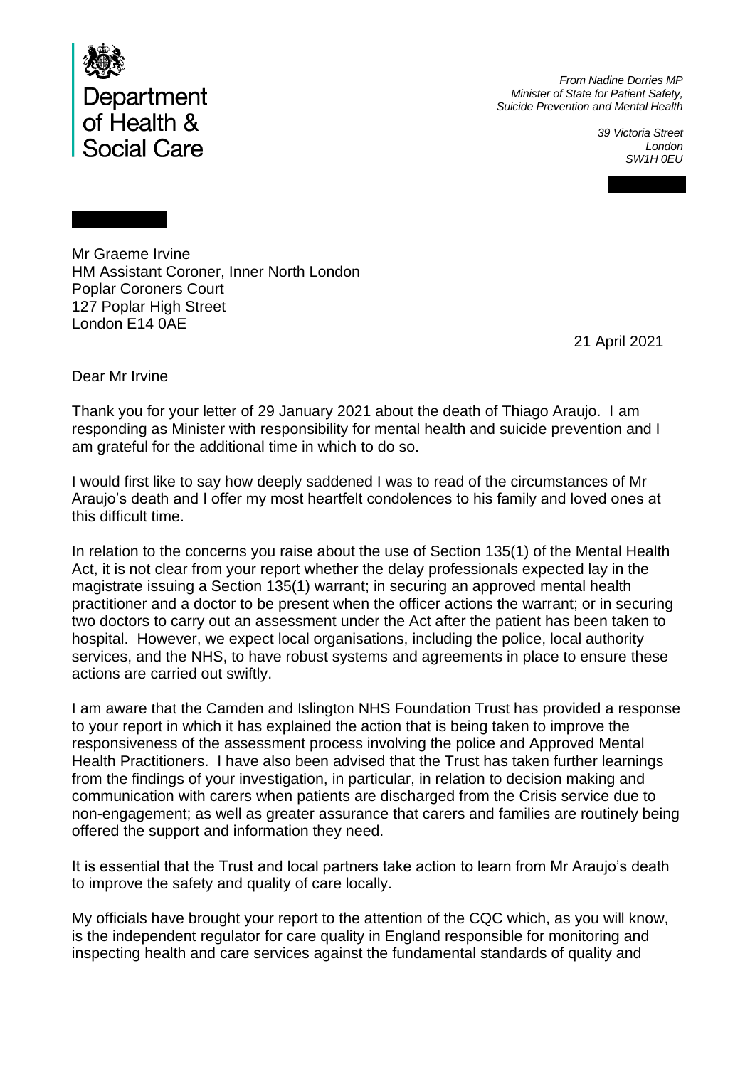Department of Health & Social Care

*From Nadine Dorries MP*
*Minister of State for Patient Safety, Suicide Prevention and Mental Health*

*39 Victoria Street*
*London*
*SW1H 0EU*

Mr Graeme Irvine
HM Assistant Coroner, Inner North London
Poplar Coroners Court
127 Poplar High Street
London E14 0AE

21 April 2021

Dear Mr Irvine

Thank you for your letter of 29 January 2021 about the death of Thiago Araujo. I am responding as Minister with responsibility for mental health and suicide prevention and I am grateful for the additional time in which to do so.

I would first like to say how deeply saddened I was to read of the circumstances of Mr Araujo's death and I offer my most heartfelt condolences to his family and loved ones at this difficult time.

In relation to the concerns you raise about the use of Section 135(1) of the Mental Health Act, it is not clear from your report whether the delay professionals expected lay in the magistrate issuing a Section 135(1) warrant; in securing an approved mental health practitioner and a doctor to be present when the officer actions the warrant; or in securing two doctors to carry out an assessment under the Act after the patient has been taken to hospital. However, we expect local organisations, including the police, local authority services, and the NHS, to have robust systems and agreements in place to ensure these actions are carried out swiftly.

I am aware that the Camden and Islington NHS Foundation Trust has provided a response to your report in which it has explained the action that is being taken to improve the responsiveness of the assessment process involving the police and Approved Mental Health Practitioners. I have also been advised that the Trust has taken further learnings from the findings of your investigation, in particular, in relation to decision making and communication with carers when patients are discharged from the Crisis service due to non-engagement; as well as greater assurance that carers and families are routinely being offered the support and information they need.

It is essential that the Trust and local partners take action to learn from Mr Araujo's death to improve the safety and quality of care locally.

My officials have brought your report to the attention of the CQC which, as you will know, is the independent regulator for care quality in England responsible for monitoring and inspecting health and care services against the fundamental standards of quality and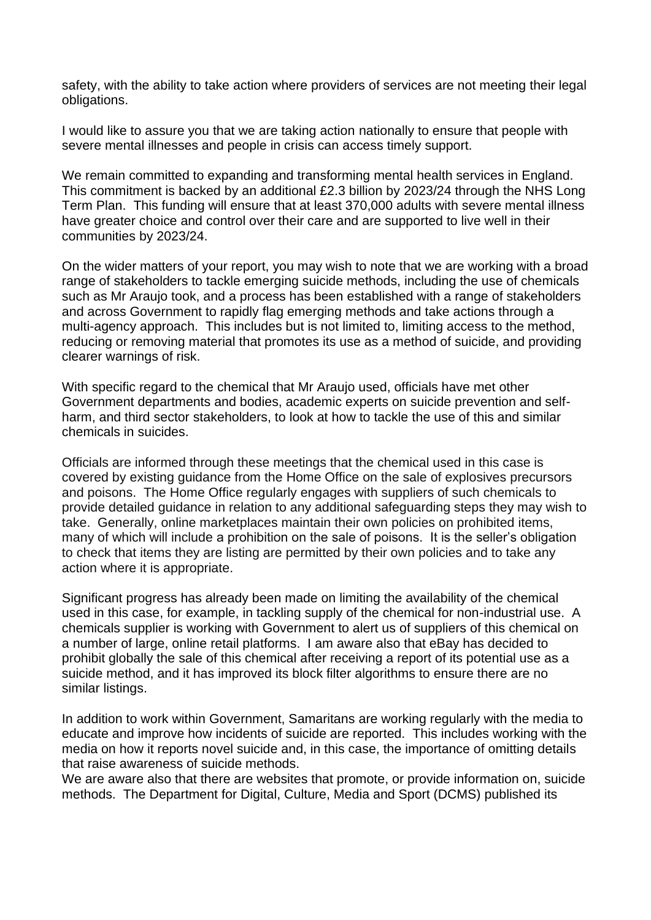safety, with the ability to take action where providers of services are not meeting their legal obligations.

I would like to assure you that we are taking action nationally to ensure that people with severe mental illnesses and people in crisis can access timely support.

We remain committed to expanding and transforming mental health services in England. This commitment is backed by an additional £2.3 billion by 2023/24 through the NHS Long Term Plan. This funding will ensure that at least 370,000 adults with severe mental illness have greater choice and control over their care and are supported to live well in their communities by 2023/24.

On the wider matters of your report, you may wish to note that we are working with a broad range of stakeholders to tackle emerging suicide methods, including the use of chemicals such as Mr Araujo took, and a process has been established with a range of stakeholders and across Government to rapidly flag emerging methods and take actions through a multi-agency approach. This includes but is not limited to, limiting access to the method, reducing or removing material that promotes its use as a method of suicide, and providing clearer warnings of risk.

With specific regard to the chemical that Mr Araujo used, officials have met other Government departments and bodies, academic experts on suicide prevention and self-harm, and third sector stakeholders, to look at how to tackle the use of this and similar chemicals in suicides.

Officials are informed through these meetings that the chemical used in this case is covered by existing guidance from the Home Office on the sale of explosives precursors and poisons. The Home Office regularly engages with suppliers of such chemicals to provide detailed guidance in relation to any additional safeguarding steps they may wish to take. Generally, online marketplaces maintain their own policies on prohibited items, many of which will include a prohibition on the sale of poisons. It is the seller's obligation to check that items they are listing are permitted by their own policies and to take any action where it is appropriate.

Significant progress has already been made on limiting the availability of the chemical used in this case, for example, in tackling supply of the chemical for non-industrial use. A chemicals supplier is working with Government to alert us of suppliers of this chemical on a number of large, online retail platforms. I am aware also that eBay has decided to prohibit globally the sale of this chemical after receiving a report of its potential use as a suicide method, and it has improved its block filter algorithms to ensure there are no similar listings.

In addition to work within Government, Samaritans are working regularly with the media to educate and improve how incidents of suicide are reported. This includes working with the media on how it reports novel suicide and, in this case, the importance of omitting details that raise awareness of suicide methods.

We are aware also that there are websites that promote, or provide information on, suicide methods. The Department for Digital, Culture, Media and Sport (DCMS) published its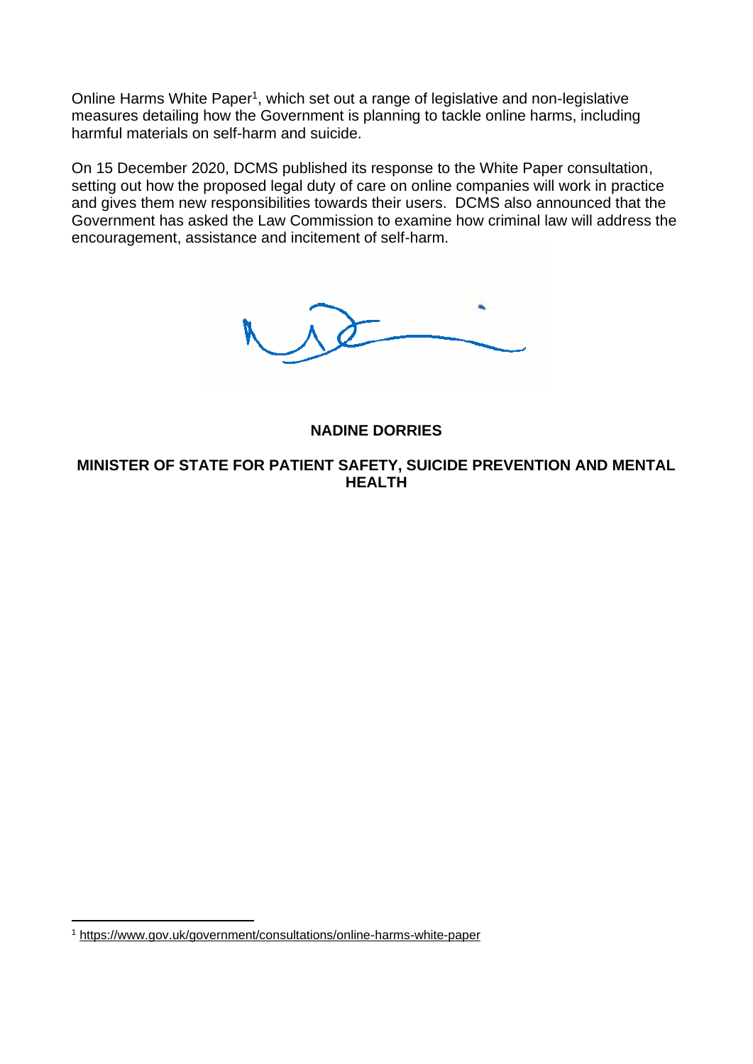Online Harms White Paper[1], which set out a range of legislative and non-legislative measures detailing how the Government is planning to tackle online harms, including harmful materials on self-harm and suicide.

On 15 December 2020, DCMS published its response to the White Paper consultation, setting out how the proposed legal duty of care on online companies will work in practice and gives them new responsibilities towards their users. DCMS also announced that the Government has asked the Law Commission to examine how criminal law will address the encouragement, assistance and incitement of self-harm.

**NADINE DORRIES**

**MINISTER OF STATE FOR PATIENT SAFETY, SUICIDE PREVENTION AND MENTAL HEALTH**

---

[1] https://www.gov.uk/government/consultations/online-harms-white-paper